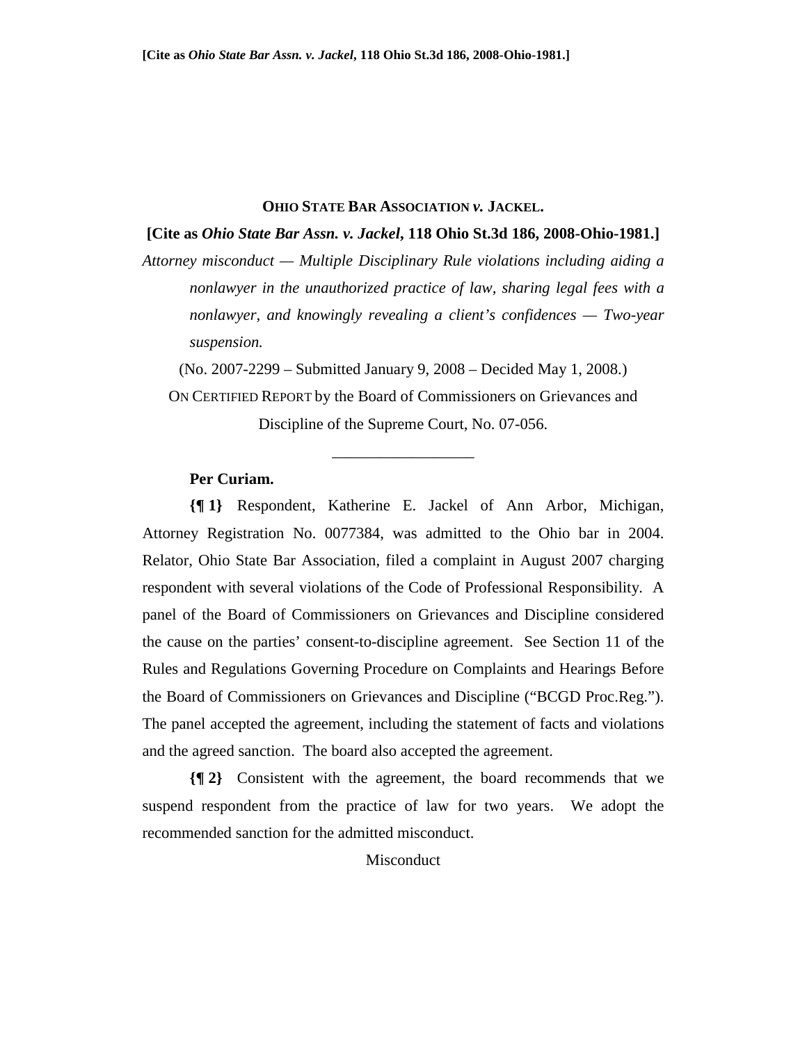**OHIO STATE BAR ASSOCIATION *v.* JACKEL.**

**[Cite as *Ohio State Bar Assn. v. Jackel*, 118 Ohio St.3d 186, 2008-Ohio-1981.]**

*Attorney misconduct — Multiple Disciplinary Rule violations including aiding a nonlawyer in the unauthorized practice of law, sharing legal fees with a nonlawyer, and knowingly revealing a client's confidences — Two-year suspension.*

(No. 2007-2299 – Submitted January 9, 2008 – Decided May 1, 2008.)

ON CERTIFIED REPORT by the Board of Commissioners on Grievances and Discipline of the Supreme Court, No. 07-056.

---

**Per Curiam.**

**{¶ 1}** Respondent, Katherine E. Jackel of Ann Arbor, Michigan, Attorney Registration No. 0077384, was admitted to the Ohio bar in 2004. Relator, Ohio State Bar Association, filed a complaint in August 2007 charging respondent with several violations of the Code of Professional Responsibility. A panel of the Board of Commissioners on Grievances and Discipline considered the cause on the parties' consent-to-discipline agreement. See Section 11 of the Rules and Regulations Governing Procedure on Complaints and Hearings Before the Board of Commissioners on Grievances and Discipline ("BCGD Proc.Reg."). The panel accepted the agreement, including the statement of facts and violations and the agreed sanction. The board also accepted the agreement.

**{¶ 2}** Consistent with the agreement, the board recommends that we suspend respondent from the practice of law for two years. We adopt the recommended sanction for the admitted misconduct.

Misconduct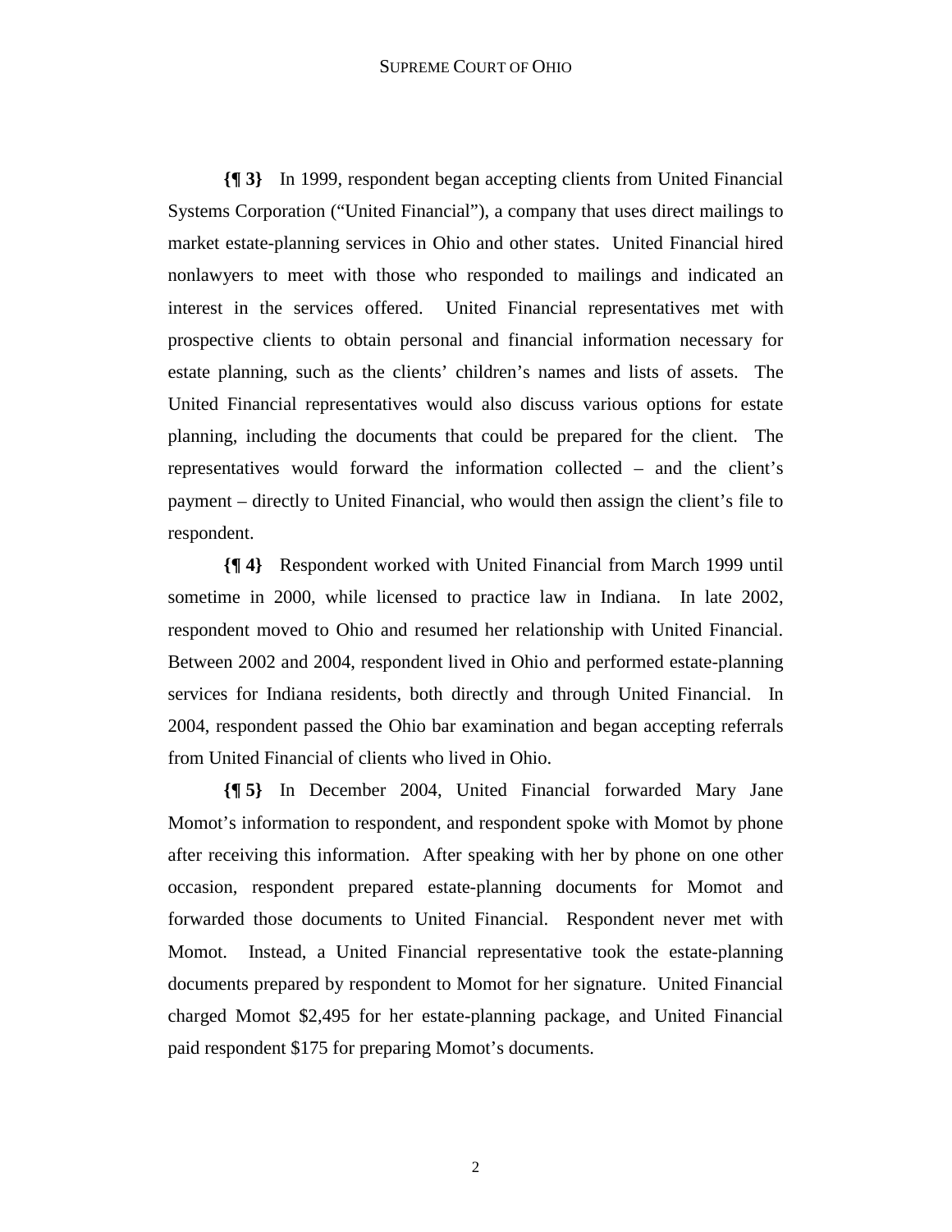**{¶ 3}** In 1999, respondent began accepting clients from United Financial Systems Corporation ("United Financial"), a company that uses direct mailings to market estate-planning services in Ohio and other states. United Financial hired nonlawyers to meet with those who responded to mailings and indicated an interest in the services offered. United Financial representatives met with prospective clients to obtain personal and financial information necessary for estate planning, such as the clients' children's names and lists of assets. The United Financial representatives would also discuss various options for estate planning, including the documents that could be prepared for the client. The representatives would forward the information collected – and the client's payment – directly to United Financial, who would then assign the client's file to respondent.

**{¶ 4}** Respondent worked with United Financial from March 1999 until sometime in 2000, while licensed to practice law in Indiana. In late 2002, respondent moved to Ohio and resumed her relationship with United Financial. Between 2002 and 2004, respondent lived in Ohio and performed estate-planning services for Indiana residents, both directly and through United Financial. In 2004, respondent passed the Ohio bar examination and began accepting referrals from United Financial of clients who lived in Ohio.

**{¶ 5}** In December 2004, United Financial forwarded Mary Jane Momot's information to respondent, and respondent spoke with Momot by phone after receiving this information. After speaking with her by phone on one other occasion, respondent prepared estate-planning documents for Momot and forwarded those documents to United Financial. Respondent never met with Momot. Instead, a United Financial representative took the estate-planning documents prepared by respondent to Momot for her signature. United Financial charged Momot $2,495 for her estate-planning package, and United Financial paid respondent $175 for preparing Momot's documents.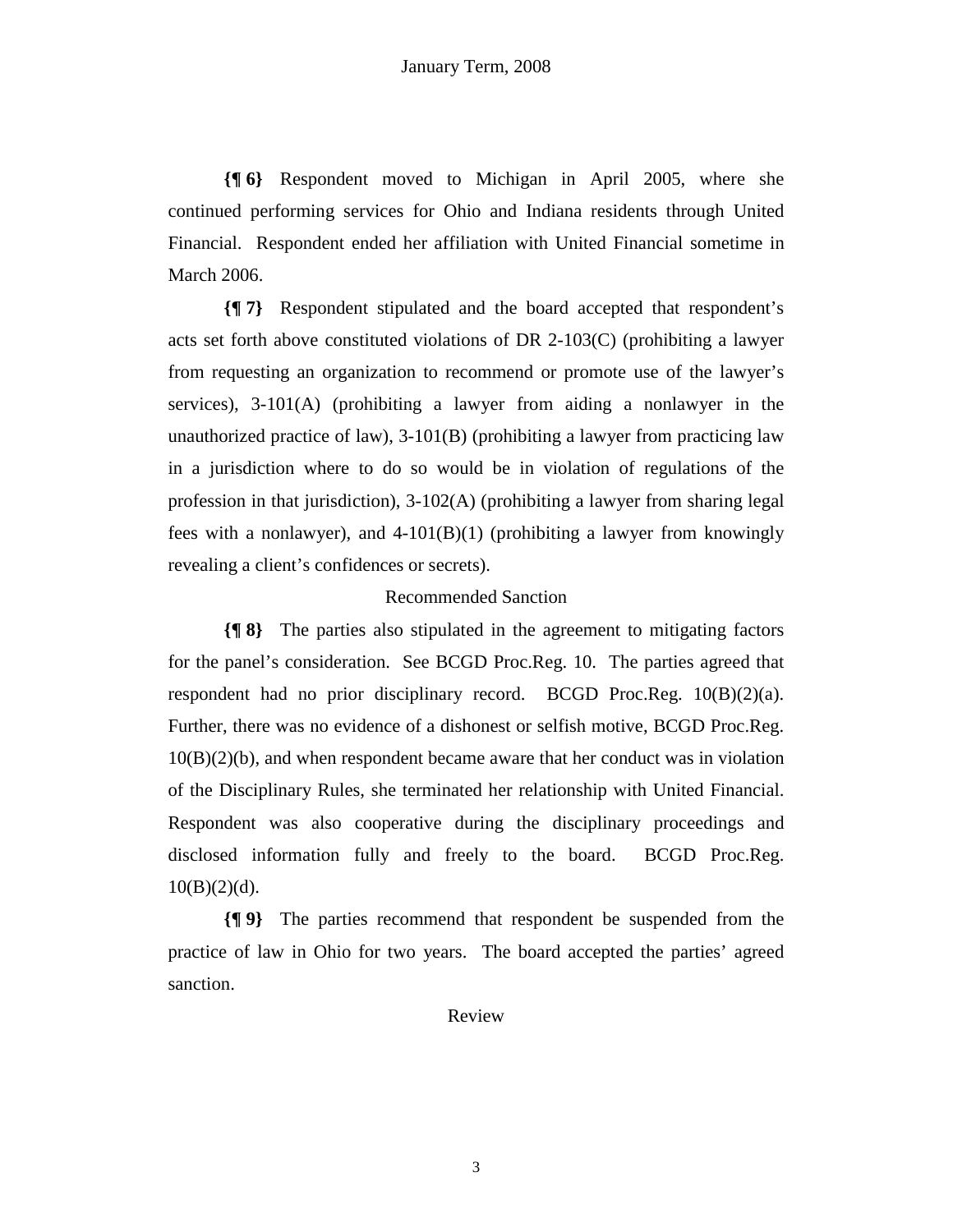**{¶ 6}** Respondent moved to Michigan in April 2005, where she continued performing services for Ohio and Indiana residents through United Financial. Respondent ended her affiliation with United Financial sometime in March 2006.

**{¶ 7}** Respondent stipulated and the board accepted that respondent's acts set forth above constituted violations of DR 2-103(C) (prohibiting a lawyer from requesting an organization to recommend or promote use of the lawyer's services), 3-101(A) (prohibiting a lawyer from aiding a nonlawyer in the unauthorized practice of law), 3-101(B) (prohibiting a lawyer from practicing law in a jurisdiction where to do so would be in violation of regulations of the profession in that jurisdiction), 3-102(A) (prohibiting a lawyer from sharing legal fees with a nonlawyer), and 4-101(B)(1) (prohibiting a lawyer from knowingly revealing a client's confidences or secrets).

Recommended Sanction

**{¶ 8}** The parties also stipulated in the agreement to mitigating factors for the panel's consideration. See BCGD Proc.Reg. 10. The parties agreed that respondent had no prior disciplinary record. BCGD Proc.Reg. 10(B)(2)(a). Further, there was no evidence of a dishonest or selfish motive, BCGD Proc.Reg. 10(B)(2)(b), and when respondent became aware that her conduct was in violation of the Disciplinary Rules, she terminated her relationship with United Financial. Respondent was also cooperative during the disciplinary proceedings and disclosed information fully and freely to the board. BCGD Proc.Reg. 10(B)(2)(d).

**{¶ 9}** The parties recommend that respondent be suspended from the practice of law in Ohio for two years. The board accepted the parties' agreed sanction.

Review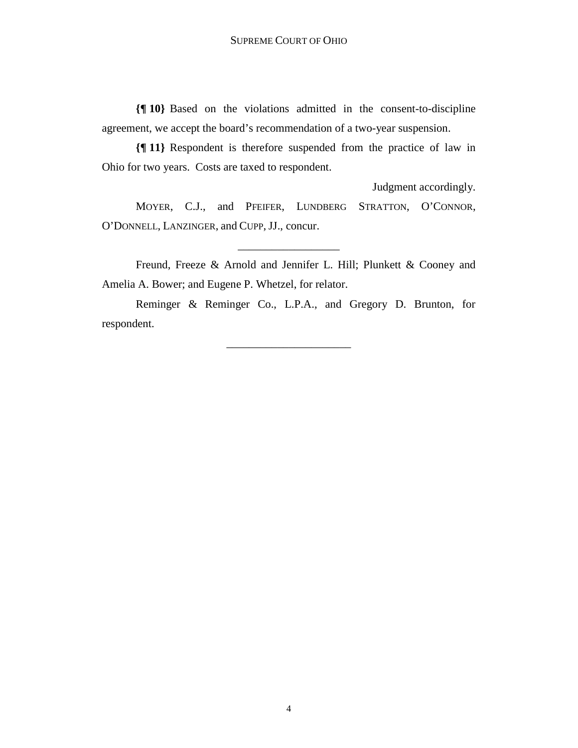**{¶ 10}** Based on the violations admitted in the consent-to-discipline agreement, we accept the board's recommendation of a two-year suspension.

**{¶ 11}** Respondent is therefore suspended from the practice of law in Ohio for two years. Costs are taxed to respondent.

Judgment accordingly.

MOYER, C.J., and PFEIFER, LUNDBERG STRATTON, O'CONNOR, O'DONNELL, LANZINGER, and CUPP, JJ., concur.

---

Freund, Freeze & Arnold and Jennifer L. Hill; Plunkett & Cooney and Amelia A. Bower; and Eugene P. Whetzel, for relator.

Reminger & Reminger Co., L.P.A., and Gregory D. Brunton, for respondent.

---